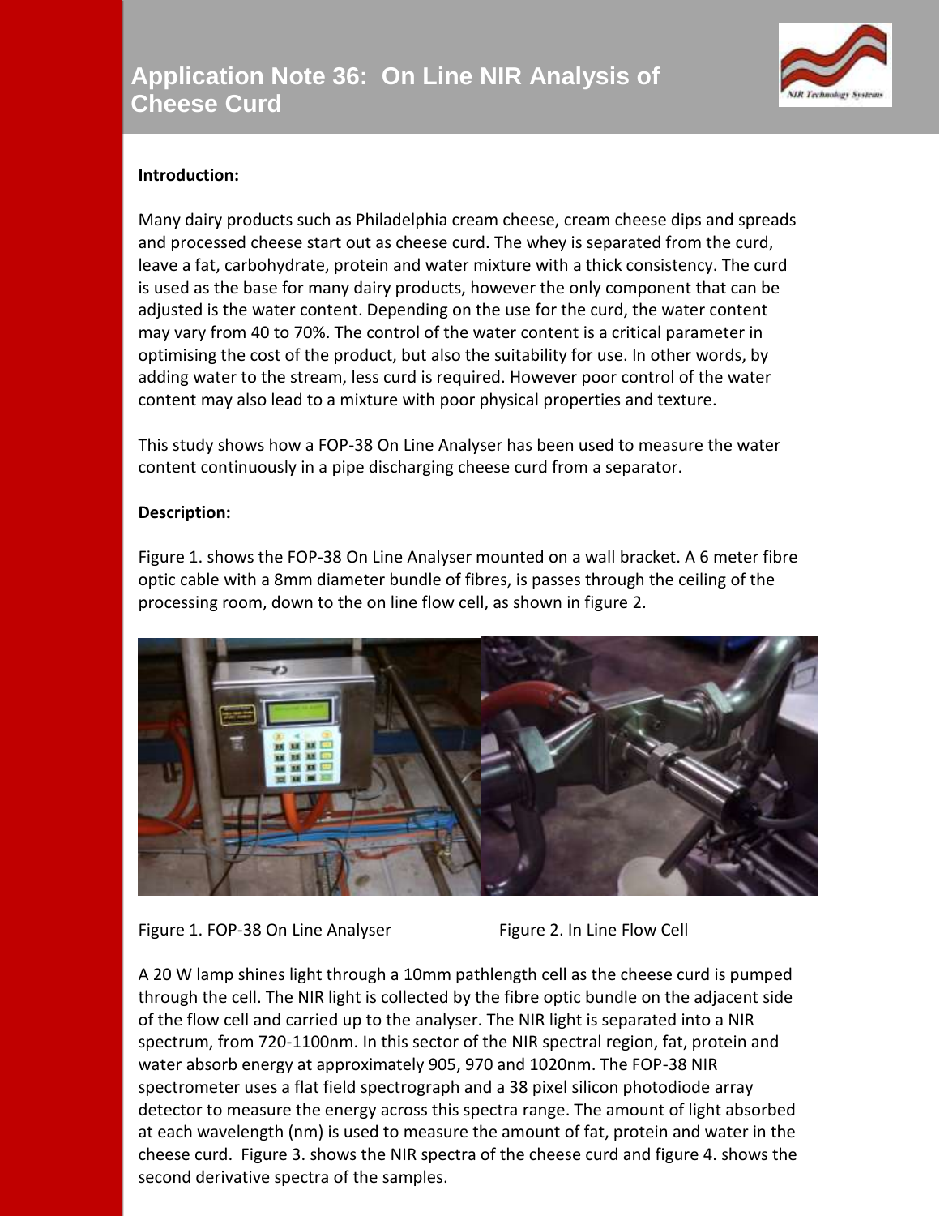# Application Note 36: On Line NIR Analysis of Cheese Curd

**Introduction:**

Many dairy products such as Philadelphia cream cheese, cream cheese dips and spreads and processed cheese start out as cheese curd. The whey is separated from the curd, leave a fat, carbohydrate, protein and water mixture with a thick consistency. The curd is used as the base for many dairy products, however the only component that can be adjusted is the water content. Depending on the use for the curd, the water content may vary from 40 to 70%. The control of the water content is a critical parameter in optimising the cost of the product, but also the suitability for use. In other words, by adding water to the stream, less curd is required. However poor control of the water content may also lead to a mixture with poor physical properties and texture.

This study shows how a FOP-38 On Line Analyser has been used to measure the water content continuously in a pipe discharging cheese curd from a separator.

**Description:**

Figure 1. shows the FOP-38 On Line Analyser mounted on a wall bracket. A 6 meter fibre optic cable with a 8mm diameter bundle of fibres, is passes through the ceiling of the processing room, down to the on line flow cell, as shown in figure 2.

Figure 1. FOP-38 On Line Analyser

Figure 2. In Line Flow Cell

A 20 W lamp shines light through a 10mm pathlength cell as the cheese curd is pumped through the cell. The NIR light is collected by the fibre optic bundle on the adjacent side of the flow cell and carried up to the analyser. The NIR light is separated into a NIR spectrum, from 720-1100nm. In this sector of the NIR spectral region, fat, protein and water absorb energy at approximately 905, 970 and 1020nm. The FOP-38 NIR spectrometer uses a flat field spectrograph and a 38 pixel silicon photodiode array detector to measure the energy across this spectra range. The amount of light absorbed at each wavelength (nm) is used to measure the amount of fat, protein and water in the cheese curd. Figure 3. shows the NIR spectra of the cheese curd and figure 4. shows the second derivative spectra of the samples.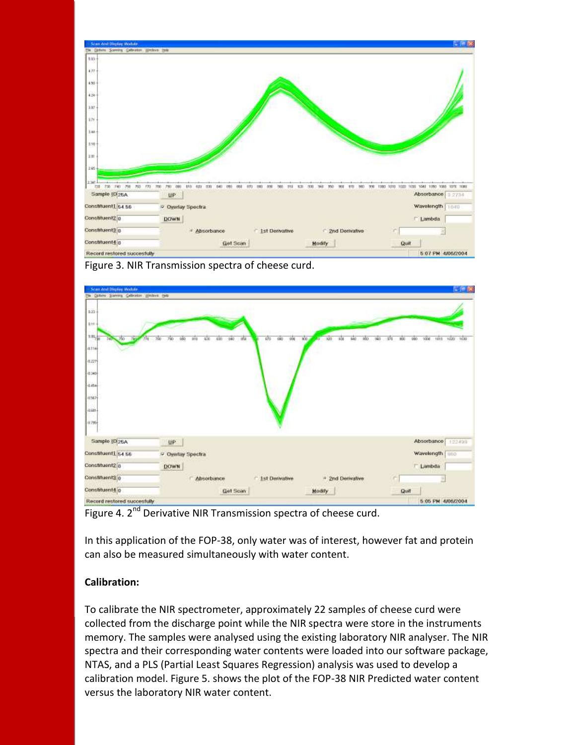Figure 3. NIR Transmission spectra of cheese curd.

Figure 4. 2nd Derivative NIR Transmission spectra of cheese curd.

In this application of the FOP-38, only water was of interest, however fat and protein can also be measured simultaneously with water content.

**Calibration:**

To calibrate the NIR spectrometer, approximately 22 samples of cheese curd were collected from the discharge point while the NIR spectra were store in the instruments memory. The samples were analysed using the existing laboratory NIR analyser. The NIR spectra and their corresponding water contents were loaded into our software package, NTAS, and a PLS (Partial Least Squares Regression) analysis was used to develop a calibration model. Figure 5. shows the plot of the FOP-38 NIR Predicted water content versus the laboratory NIR water content.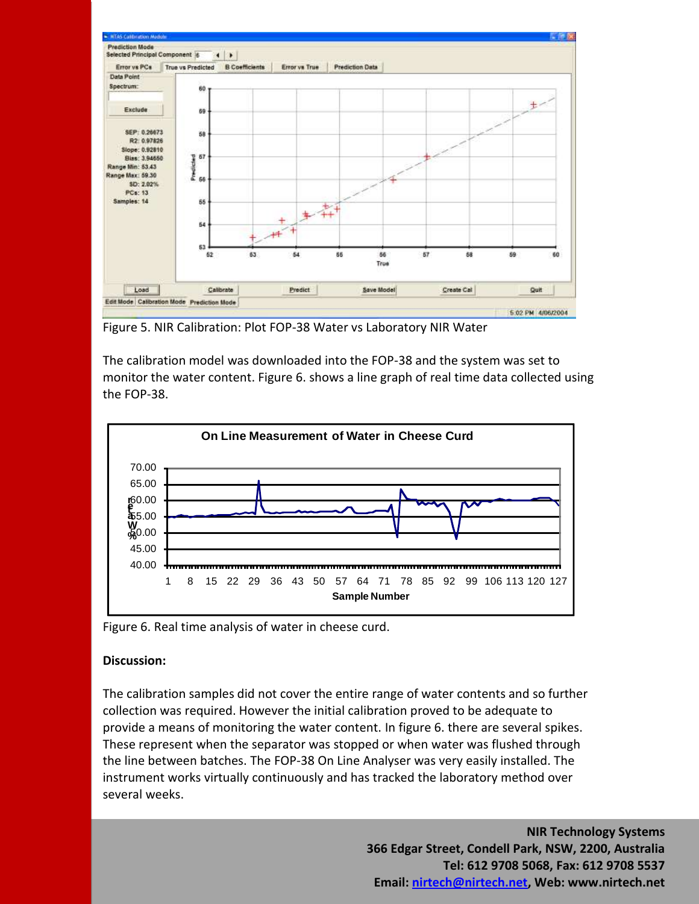Prediction Mode
Selected Principal Component 6
Error vs PCs | True vs Predicted | B Coefficients | Error vs True | Prediction Data
Data Point
Spectrum:
Exclude
SEP: 0.26673
R2: 0.97826
Slope: 0.92810
Bias: 3.94550
Range Min: 53.43
Range Max: 59.30
SD: 2.02%
PCs: 13
Samples: 14
Predicted
60
59
58
57
56
55
54
53
52 53 54 55 56 57 58 59 60
True
Load | Calibrate | Predict | Save Model | Create Cal | Quit
Edit Mode | Calibration Mode | Prediction Mode
5:02 PM 4/06/2004

Figure 5. NIR Calibration: Plot FOP-38 Water vs Laboratory NIR Water

The calibration model was downloaded into the FOP-38 and the system was set to monitor the water content. Figure 6. shows a line graph of real time data collected using the FOP-38.

On Line Measurement of Water in Cheese Curd
% Water
70.00
65.00
60.00
55.00
50.00
45.00
40.00
1 8 15 22 29 36 43 50 57 64 71 78 85 92 99 106 113 120 127
Sample Number

Figure 6. Real time analysis of water in cheese curd.

**Discussion:**

The calibration samples did not cover the entire range of water contents and so further collection was required. However the initial calibration proved to be adequate to provide a means of monitoring the water content. In figure 6. there are several spikes. These represent when the separator was stopped or when water was flushed through the line between batches. The FOP-38 On Line Analyser was very easily installed. The instrument works virtually continuously and has tracked the laboratory method over several weeks.

**NIR Technology Systems**
**366 Edgar Street, Condell Park, NSW, 2200, Australia**
**Tel: 612 9708 5068, Fax: 612 9708 5537**
**Email: nirtech@nirtech.net, Web: www.nirtech.net**